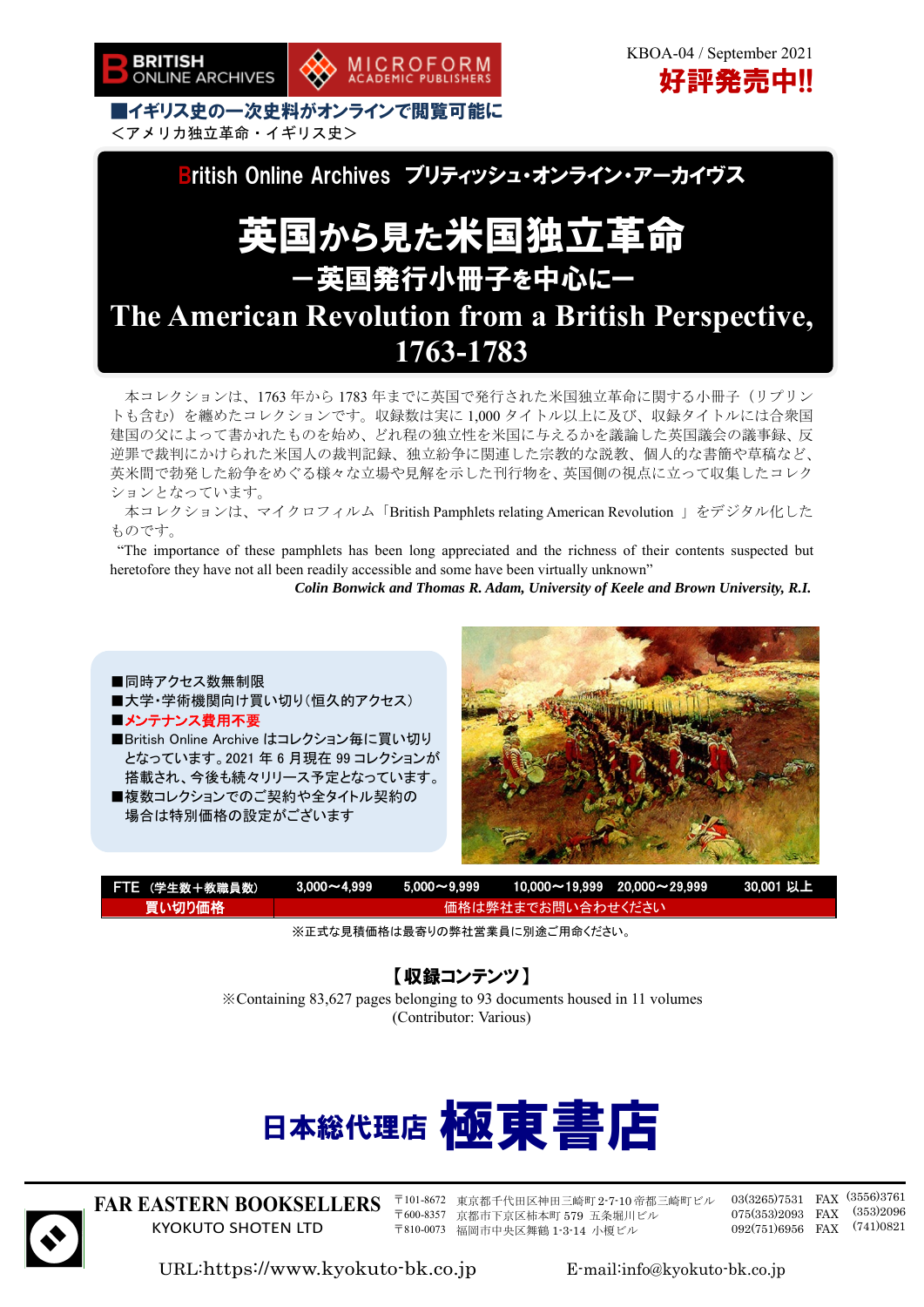BRITISH ONLINE ARCHIVES　MICROFORM ACADEMIC PUBLISHERS

KBOA-04 / September 2021

**好評発売中!!**

**■イギリス史の一次史料がオンラインで閲覧可能に**

＜アメリカ独立革命・イギリス史＞

British Online Archives　ブリティッシュ・オンライン・アーカイヴス

# 英国から見た米国独立革命

## ―英国発行小冊子を中心に―

# The American Revolution from a British Perspective, 1763-1783

本コレクションは、1763 年から 1783 年までに英国で発行された米国独立革命に関する小冊子（リプリントも含む）を纏めたコレクションです。収録数は実に 1,000 タイトル以上に及び、収録タイトルには合衆国建国の父によって書かれたものを始め、どれ程の独立性を米国に与えるかを議論した英国議会の議事録、反逆罪で裁判にかけられた米国人の裁判記録、独立紛争に関連した宗教的な説教、個人的な書簡や草稿など、英米間で勃発した紛争をめぐる様々な立場や見解を示した刊行物を、英国側の視点に立って収集したコレクションとなっています。

本コレクションは、マイクロフィルム「British Pamphlets relating American Revolution 」をデジタル化したものです。

"The importance of these pamphlets has been long appreciated and the richness of their contents suspected but heretofore they have not all been readily accessible and some have been virtually unknown"

***Colin Bonwick and Thomas R. Adam, University of Keele and Brown University, R.I.***

- ■同時アクセス数無制限
- ■大学・学術機関向け買い切り(恒久的アクセス)
- ■**メンテナンス費用不要**
- ■British Online Archive はコレクション毎に買い切りとなっています。2021 年 6 月現在 99 コレクションが搭載され、今後も続々リリース予定となっています。
- ■複数コレクションでのご契約や全タイトル契約の場合は特別価格の設定がございます

| FTE （学生数＋教職員数） | 3,000～4,999 | 5,000～9,999 | 10,000～19,999 | 20,000～29,999 | 30,001 以上 |
|---|---|---|---|---|---|
| 買い切り価格 | 価格は弊社までお問い合わせください | | | | |

※正式な見積価格は最寄りの弊社営業員に別途ご用命ください。

**【収録コンテンツ】**

※Containing 83,627 pages belonging to 93 documents housed in 11 volumes
(Contributor: Various)

**日本総代理店 極東書店**

FAR EASTERN BOOKSELLERS
KYOKUTO SHOTEN LTD

〒101-8672 東京都千代田区神田三崎町 2-7-10 帝都三崎町ビル　03(3265)7531　FAX (3556)3761
〒600-8357 京都市下京区柿本町 579 五条堀川ビル　075(353)2093　FAX (353)2096
〒810-0073 福岡市中央区舞鶴 1-3-14 小榎ビル　092(751)6956　FAX (741)0821

URL:https://www.kyokuto-bk.co.jp　E-mail:info@kyokuto-bk.co.jp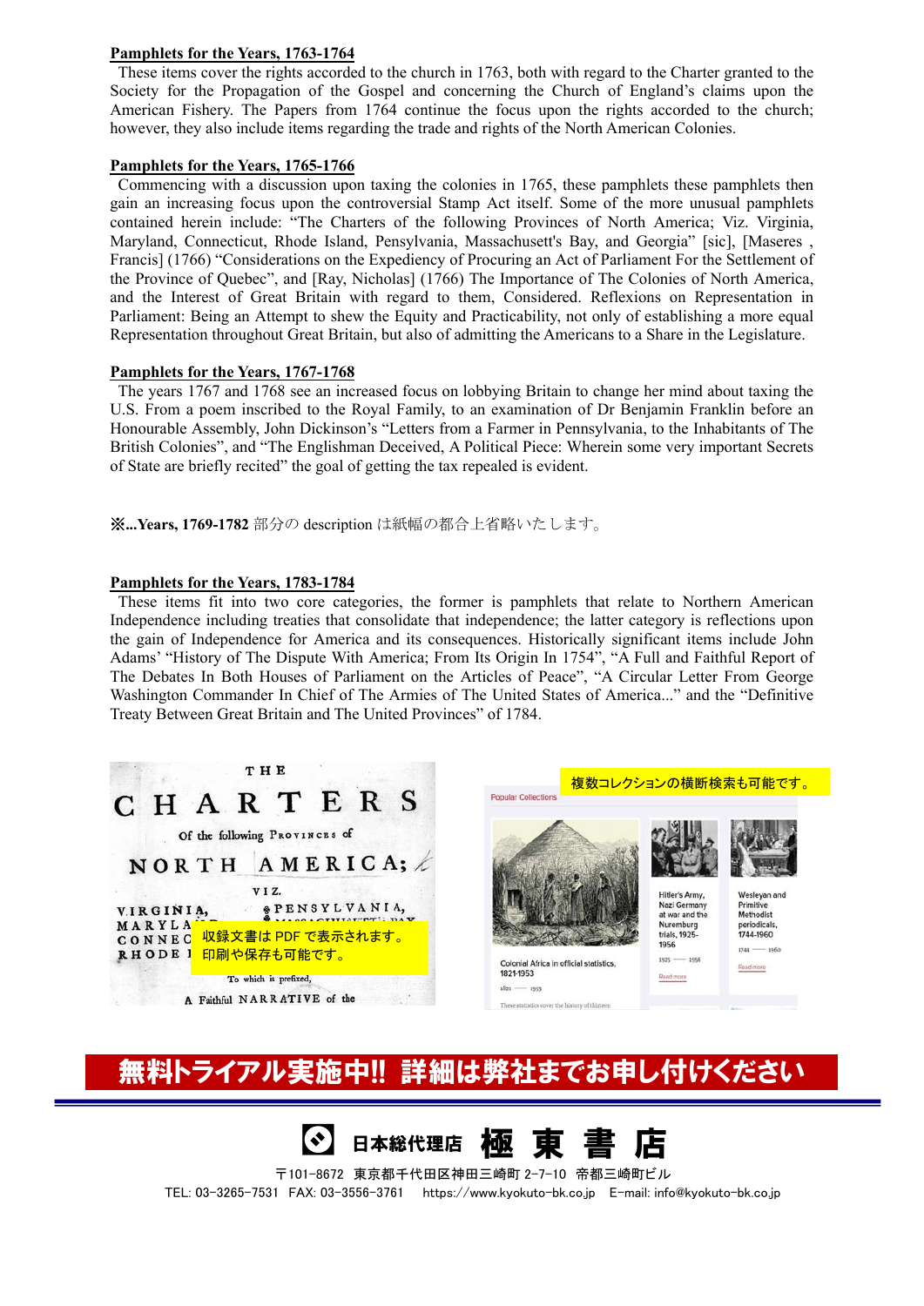## Pamphlets for the Years, 1763-1764

These items cover the rights accorded to the church in 1763, both with regard to the Charter granted to the Society for the Propagation of the Gospel and concerning the Church of England's claims upon the American Fishery. The Papers from 1764 continue the focus upon the rights accorded to the church; however, they also include items regarding the trade and rights of the North American Colonies.

## Pamphlets for the Years, 1765-1766

Commencing with a discussion upon taxing the colonies in 1765, these pamphlets these pamphlets then gain an increasing focus upon the controversial Stamp Act itself. Some of the more unusual pamphlets contained herein include: "The Charters of the following Provinces of North America; Viz. Virginia, Maryland, Connecticut, Rhode Island, Pensylvania, Massachusett's Bay, and Georgia" [sic], [Maseres , Francis] (1766) "Considerations on the Expediency of Procuring an Act of Parliament For the Settlement of the Province of Quebec", and [Ray, Nicholas] (1766) The Importance of The Colonies of North America, and the Interest of Great Britain with regard to them, Considered. Reflexions on Representation in Parliament: Being an Attempt to shew the Equity and Practicability, not only of establishing a more equal Representation throughout Great Britain, but also of admitting the Americans to a Share in the Legislature.

## Pamphlets for the Years, 1767-1768

The years 1767 and 1768 see an increased focus on lobbying Britain to change her mind about taxing the U.S. From a poem inscribed to the Royal Family, to an examination of Dr Benjamin Franklin before an Honourable Assembly, John Dickinson's "Letters from a Farmer in Pennsylvania, to the Inhabitants of The British Colonies", and "The Englishman Deceived, A Political Piece: Wherein some very important Secrets of State are briefly recited" the goal of getting the tax repealed is evident.

**※...Years, 1769-1782** 部分の description は紙幅の都合上省略いたします。

## Pamphlets for the Years, 1783-1784

These items fit into two core categories, the former is pamphlets that relate to Northern American Independence including treaties that consolidate that independence; the latter category is reflections upon the gain of Independence for America and its consequences. Historically significant items include John Adams' "History of The Dispute With America; From Its Origin In 1754", "A Full and Faithful Report of The Debates In Both Houses of Parliament on the Articles of Peace", "A Circular Letter From George Washington Commander In Chief of The Armies of The United States of America..." and the "Definitive Treaty Between Great Britain and The United Provinces" of 1784.

収録文書は PDF で表示されます。
印刷や保存も可能です。

複数コレクションの横断検索も可能です。

**無料トライアル実施中!! 詳細は弊社までお申し付けください**

日本総代理店 **極東書店**

〒101-8672 東京都千代田区神田三崎町 2-7-10 帝都三崎町ビル
TEL: 03-3265-7531 FAX: 03-3556-3761 https://www.kyokuto-bk.co.jp E-mail: info@kyokuto-bk.co.jp